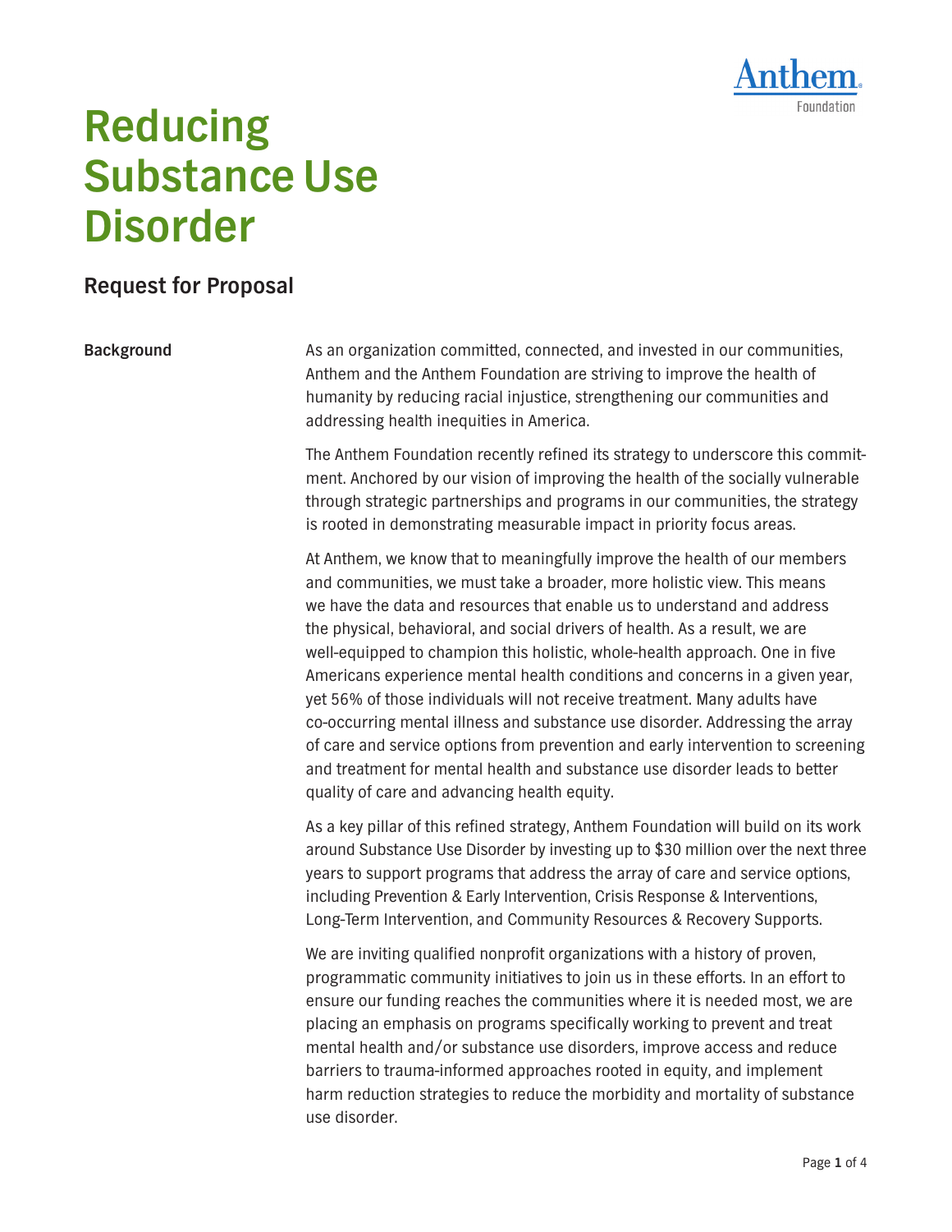# Reducing Substance Use Disorder

## Request for Proposal

**Background**

As an organization committed, connected, and invested in our communities, Anthem and the Anthem Foundation are striving to improve the health of humanity by reducing racial injustice, strengthening our communities and addressing health inequities in America.

The Anthem Foundation recently refined its strategy to underscore this commitment. Anchored by our vision of improving the health of the socially vulnerable through strategic partnerships and programs in our communities, the strategy is rooted in demonstrating measurable impact in priority focus areas.

At Anthem, we know that to meaningfully improve the health of our members and communities, we must take a broader, more holistic view. This means we have the data and resources that enable us to understand and address the physical, behavioral, and social drivers of health. As a result, we are well-equipped to champion this holistic, whole-health approach. One in five Americans experience mental health conditions and concerns in a given year, yet 56% of those individuals will not receive treatment. Many adults have co-occurring mental illness and substance use disorder. Addressing the array of care and service options from prevention and early intervention to screening and treatment for mental health and substance use disorder leads to better quality of care and advancing health equity.

As a key pillar of this refined strategy, Anthem Foundation will build on its work around Substance Use Disorder by investing up to $30 million over the next three years to support programs that address the array of care and service options, including Prevention & Early Intervention, Crisis Response & Interventions, Long-Term Intervention, and Community Resources & Recovery Supports.

We are inviting qualified nonprofit organizations with a history of proven, programmatic community initiatives to join us in these efforts. In an effort to ensure our funding reaches the communities where it is needed most, we are placing an emphasis on programs specifically working to prevent and treat mental health and/or substance use disorders, improve access and reduce barriers to trauma-informed approaches rooted in equity, and implement harm reduction strategies to reduce the morbidity and mortality of substance use disorder.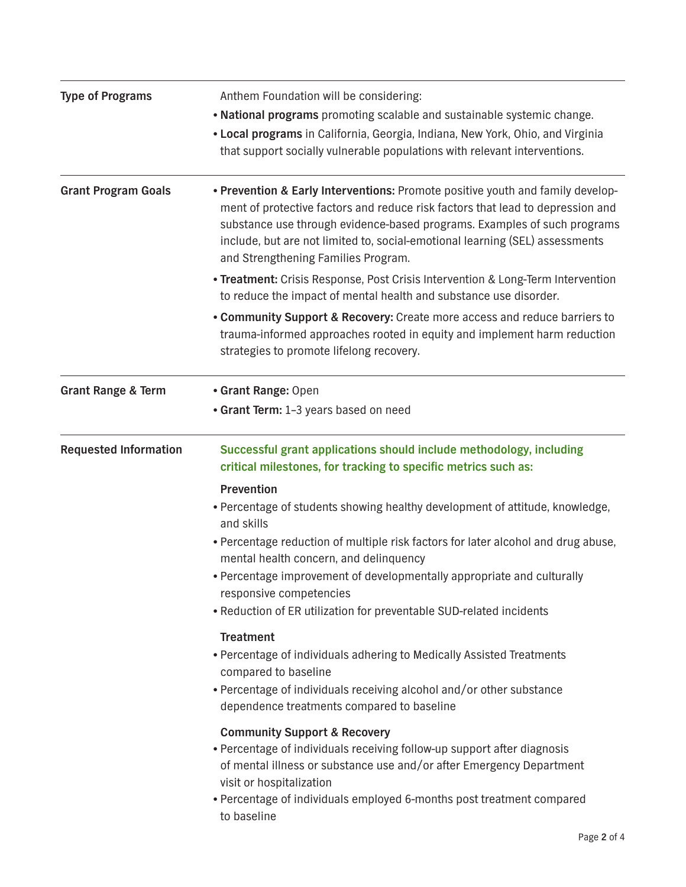| | |
|---|---|
| **Type of Programs** | Anthem Foundation will be considering:<br>• **National programs** promoting scalable and sustainable systemic change.<br>• **Local programs** in California, Georgia, Indiana, New York, Ohio, and Virginia that support socially vulnerable populations with relevant interventions. |
| **Grant Program Goals** | • **Prevention & Early Interventions:** Promote positive youth and family development of protective factors and reduce risk factors that lead to depression and substance use through evidence-based programs. Examples of such programs include, but are not limited to, social-emotional learning (SEL) assessments and Strengthening Families Program.<br>• **Treatment:** Crisis Response, Post Crisis Intervention & Long-Term Intervention to reduce the impact of mental health and substance use disorder.<br>• **Community Support & Recovery:** Create more access and reduce barriers to trauma-informed approaches rooted in equity and implement harm reduction strategies to promote lifelong recovery. |
| **Grant Range & Term** | • **Grant Range:** Open<br>• **Grant Term:** 1–3 years based on need |
| **Requested Information** | **Successful grant applications should include methodology, including critical milestones, for tracking to specific metrics such as:**<br><br>**Prevention**<br>• Percentage of students showing healthy development of attitude, knowledge, and skills<br>• Percentage reduction of multiple risk factors for later alcohol and drug abuse, mental health concern, and delinquency<br>• Percentage improvement of developmentally appropriate and culturally responsive competencies<br>• Reduction of ER utilization for preventable SUD-related incidents<br><br>**Treatment**<br>• Percentage of individuals adhering to Medically Assisted Treatments compared to baseline<br>• Percentage of individuals receiving alcohol and/or other substance dependence treatments compared to baseline<br><br>**Community Support & Recovery**<br>• Percentage of individuals receiving follow-up support after diagnosis of mental illness or substance use and/or after Emergency Department visit or hospitalization<br>• Percentage of individuals employed 6-months post treatment compared to baseline |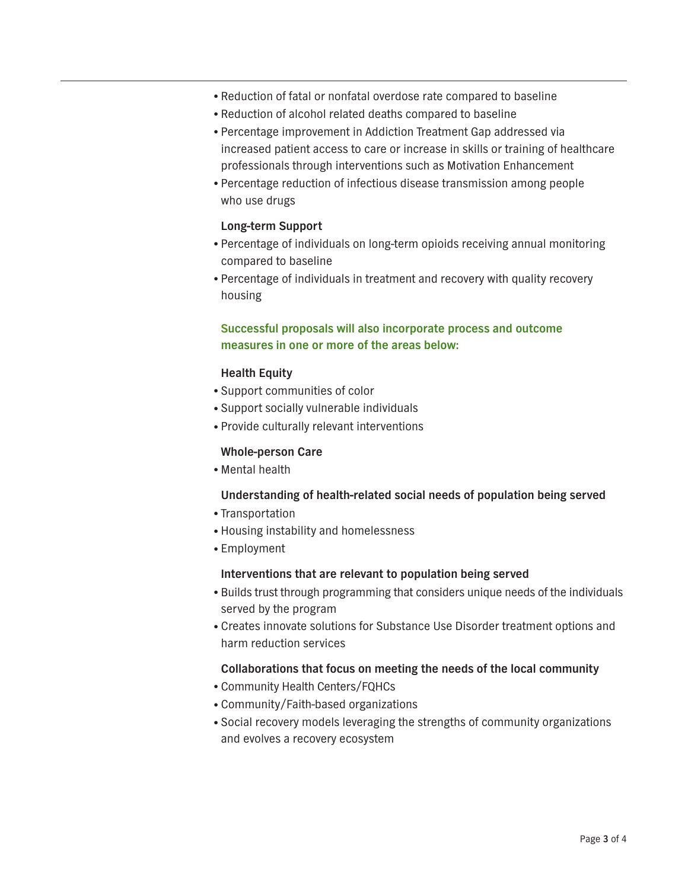- Reduction of fatal or nonfatal overdose rate compared to baseline
- Reduction of alcohol related deaths compared to baseline
- Percentage improvement in Addiction Treatment Gap addressed via increased patient access to care or increase in skills or training of healthcare professionals through interventions such as Motivation Enhancement
- Percentage reduction of infectious disease transmission among people who use drugs

**Long-term Support**

- Percentage of individuals on long-term opioids receiving annual monitoring compared to baseline
- Percentage of individuals in treatment and recovery with quality recovery housing

**Successful proposals will also incorporate process and outcome measures in one or more of the areas below:**

**Health Equity**

- Support communities of color
- Support socially vulnerable individuals
- Provide culturally relevant interventions

**Whole-person Care**

- Mental health

**Understanding of health-related social needs of population being served**

- Transportation
- Housing instability and homelessness
- Employment

**Interventions that are relevant to population being served**

- Builds trust through programming that considers unique needs of the individuals served by the program
- Creates innovate solutions for Substance Use Disorder treatment options and harm reduction services

**Collaborations that focus on meeting the needs of the local community**

- Community Health Centers/FQHCs
- Community/Faith-based organizations
- Social recovery models leveraging the strengths of community organizations and evolves a recovery ecosystem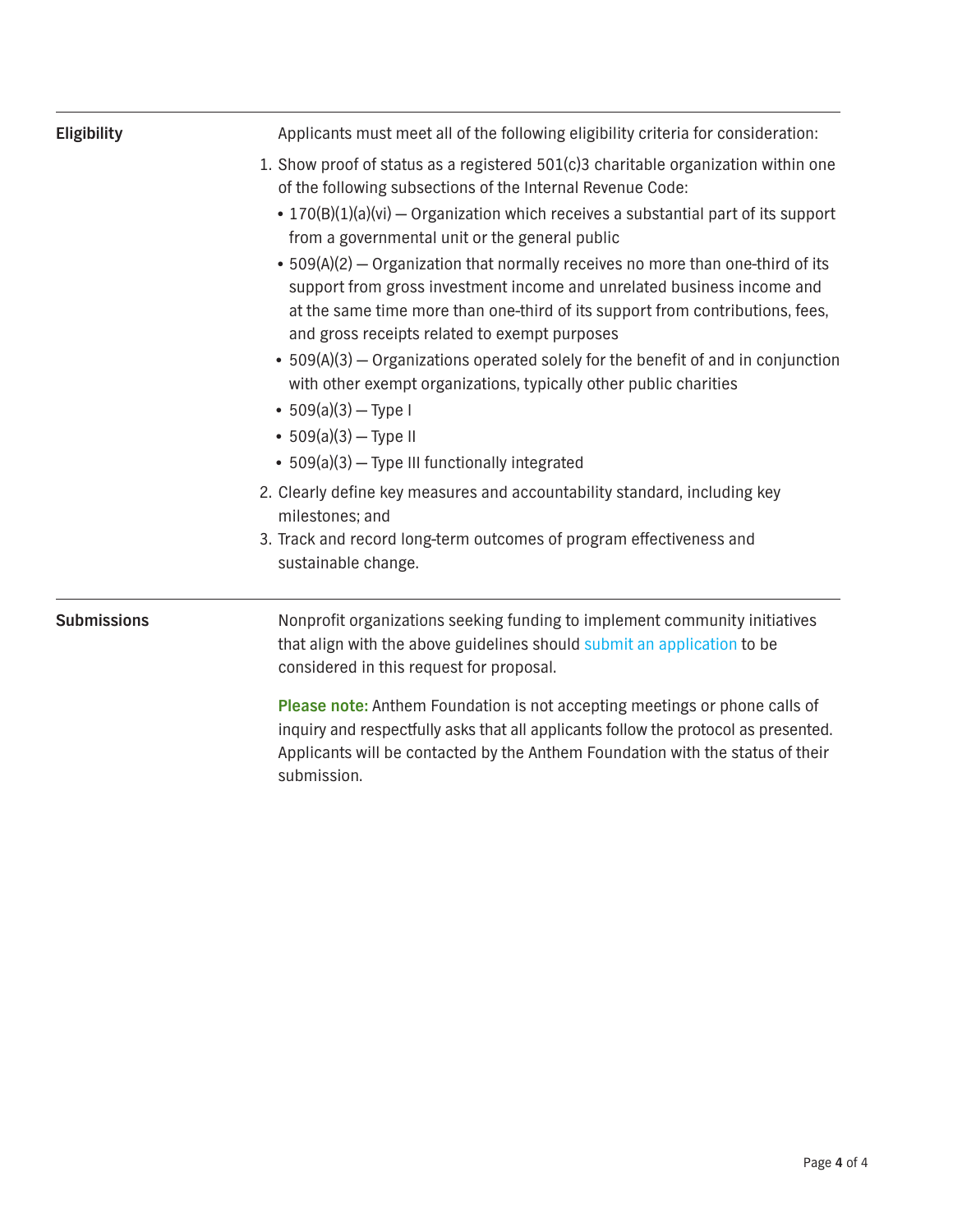## Eligibility

Applicants must meet all of the following eligibility criteria for consideration:

1. Show proof of status as a registered 501(c)3 charitable organization within one of the following subsections of the Internal Revenue Code:
   - 170(B)(1)(a)(vi) — Organization which receives a substantial part of its support from a governmental unit or the general public
   - 509(A)(2) — Organization that normally receives no more than one-third of its support from gross investment income and unrelated business income and at the same time more than one-third of its support from contributions, fees, and gross receipts related to exempt purposes
   - 509(A)(3) — Organizations operated solely for the benefit of and in conjunction with other exempt organizations, typically other public charities
   - 509(a)(3) — Type I
   - 509(a)(3) — Type II
   - 509(a)(3) — Type III functionally integrated
2. Clearly define key measures and accountability standard, including key milestones; and
3. Track and record long-term outcomes of program effectiveness and sustainable change.

## Submissions

Nonprofit organizations seeking funding to implement community initiatives that align with the above guidelines should submit an application to be considered in this request for proposal.

**Please note:** Anthem Foundation is not accepting meetings or phone calls of inquiry and respectfully asks that all applicants follow the protocol as presented. Applicants will be contacted by the Anthem Foundation with the status of their submission.